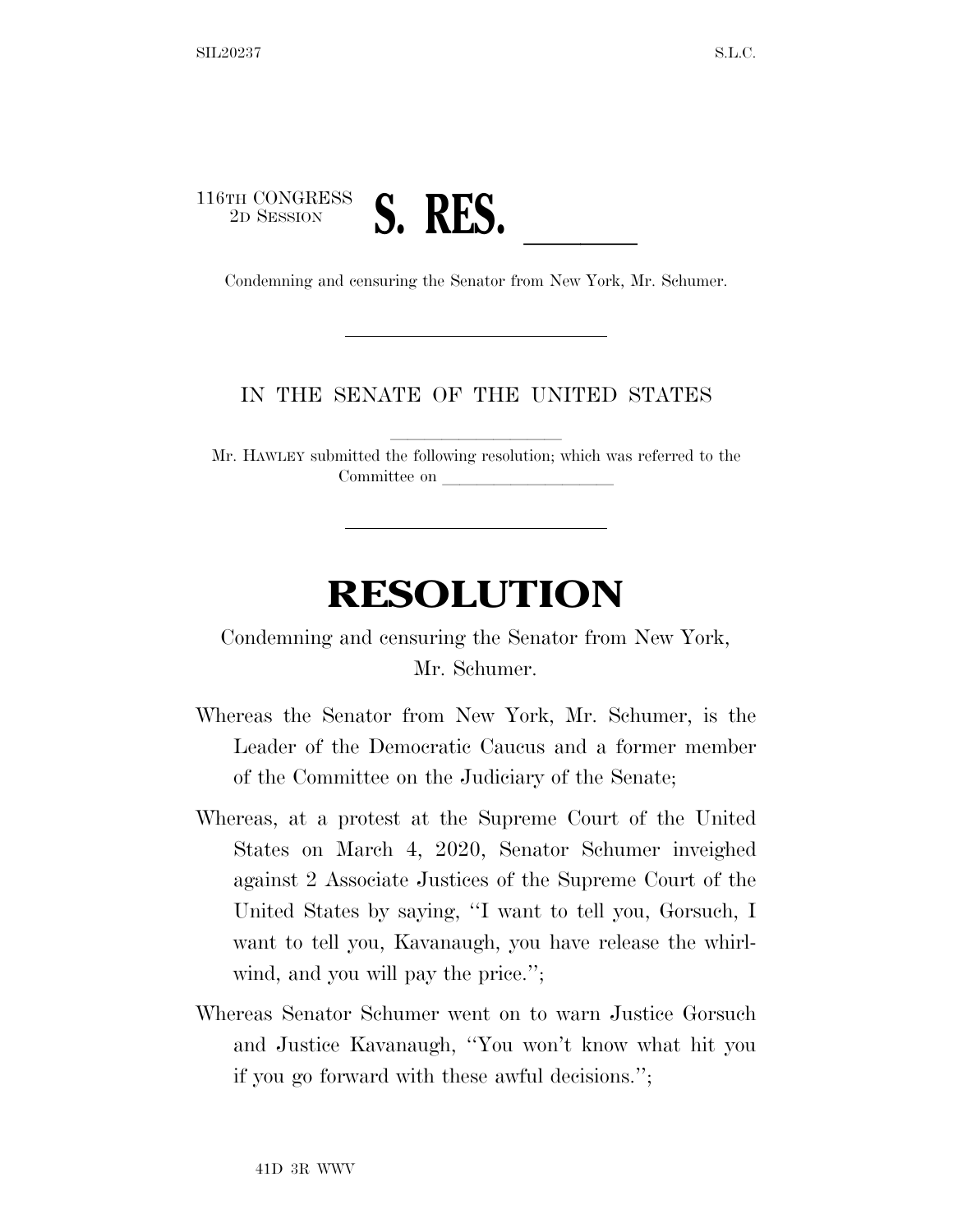116TH CONGRESS
2D SESSION

# S. RES. ______

Condemning and censuring the Senator from New York, Mr. Schumer.

IN THE SENATE OF THE UNITED STATES

Mr. HAWLEY submitted the following resolution; which was referred to the Committee on ____________________

# RESOLUTION

Condemning and censuring the Senator from New York, Mr. Schumer.

Whereas the Senator from New York, Mr. Schumer, is the Leader of the Democratic Caucus and a former member of the Committee on the Judiciary of the Senate;

Whereas, at a protest at the Supreme Court of the United States on March 4, 2020, Senator Schumer inveighed against 2 Associate Justices of the Supreme Court of the United States by saying, ''I want to tell you, Gorsuch, I want to tell you, Kavanaugh, you have release the whirlwind, and you will pay the price.'';

Whereas Senator Schumer went on to warn Justice Gorsuch and Justice Kavanaugh, ''You won't know what hit you if you go forward with these awful decisions.'';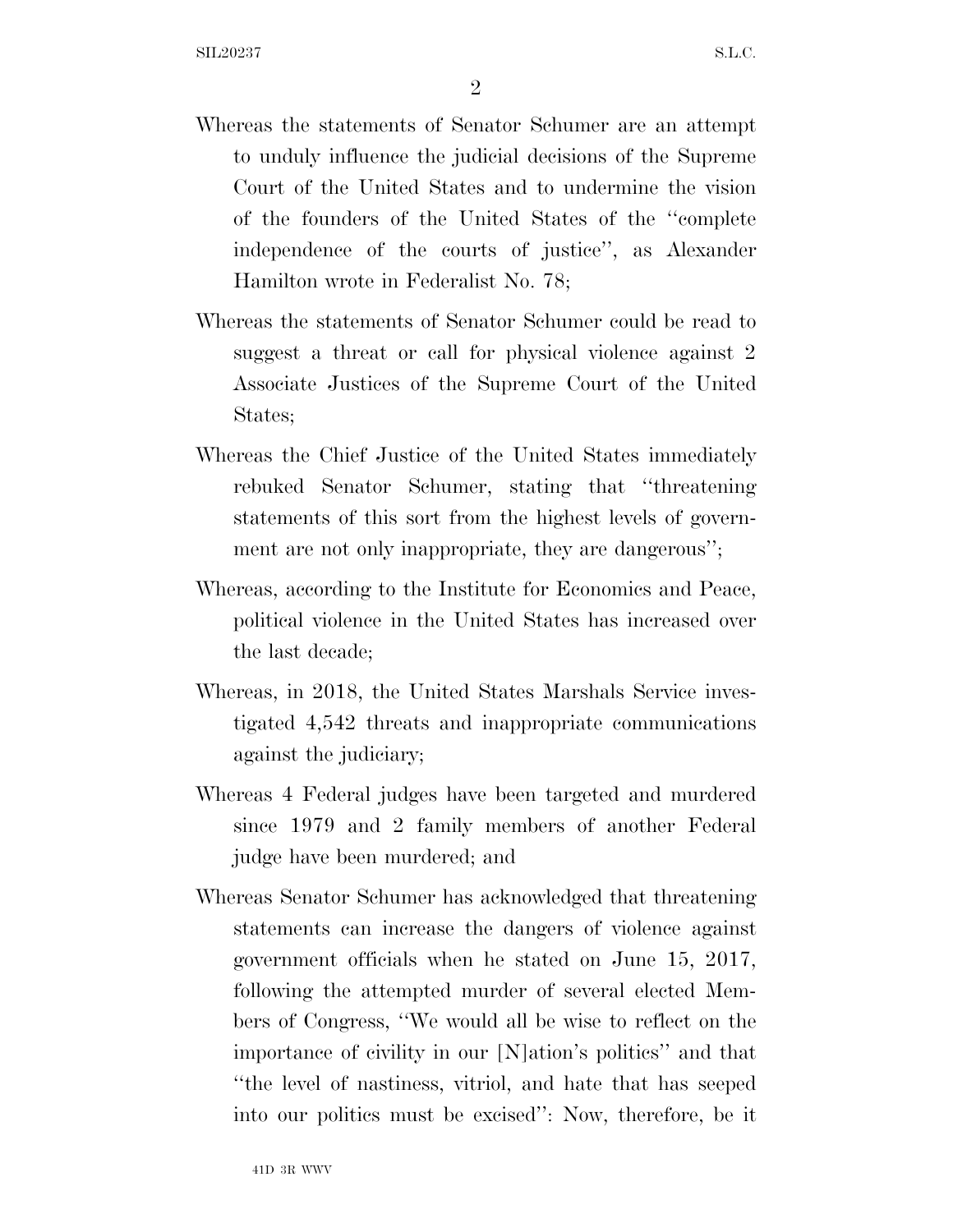Whereas the statements of Senator Schumer are an attempt to unduly influence the judicial decisions of the Supreme Court of the United States and to undermine the vision of the founders of the United States of the ''complete independence of the courts of justice'', as Alexander Hamilton wrote in Federalist No. 78;

Whereas the statements of Senator Schumer could be read to suggest a threat or call for physical violence against 2 Associate Justices of the Supreme Court of the United States;

Whereas the Chief Justice of the United States immediately rebuked Senator Schumer, stating that ''threatening statements of this sort from the highest levels of government are not only inappropriate, they are dangerous'';

Whereas, according to the Institute for Economics and Peace, political violence in the United States has increased over the last decade;

Whereas, in 2018, the United States Marshals Service investigated 4,542 threats and inappropriate communications against the judiciary;

Whereas 4 Federal judges have been targeted and murdered since 1979 and 2 family members of another Federal judge have been murdered; and

Whereas Senator Schumer has acknowledged that threatening statements can increase the dangers of violence against government officials when he stated on June 15, 2017, following the attempted murder of several elected Members of Congress, ''We would all be wise to reflect on the importance of civility in our [N]ation's politics'' and that ''the level of nastiness, vitriol, and hate that has seeped into our politics must be excised'': Now, therefore, be it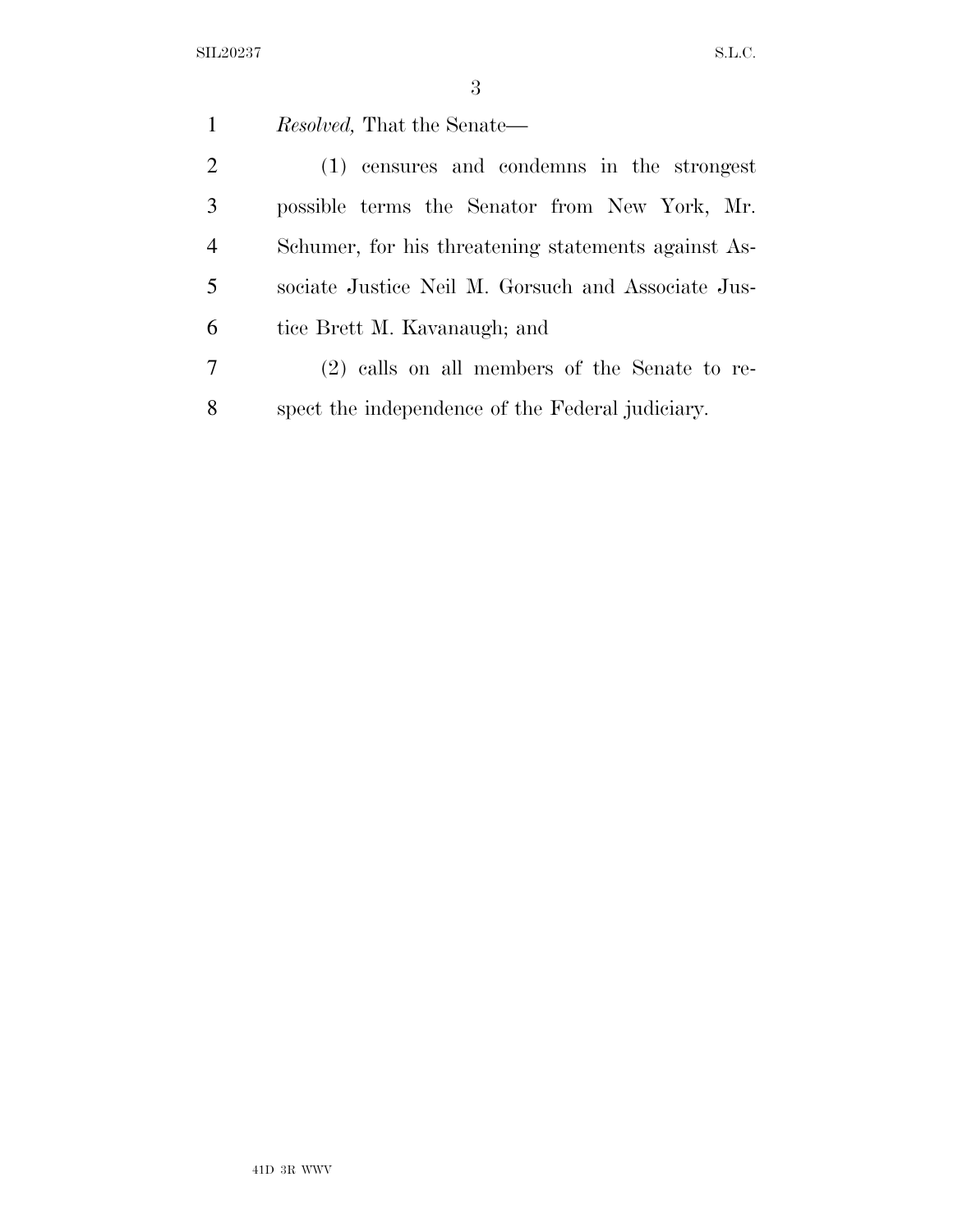*Resolved,* That the Senate—

(1) censures and condemns in the strongest possible terms the Senator from New York, Mr. Schumer, for his threatening statements against Associate Justice Neil M. Gorsuch and Associate Justice Brett M. Kavanaugh; and

(2) calls on all members of the Senate to respect the independence of the Federal judiciary.